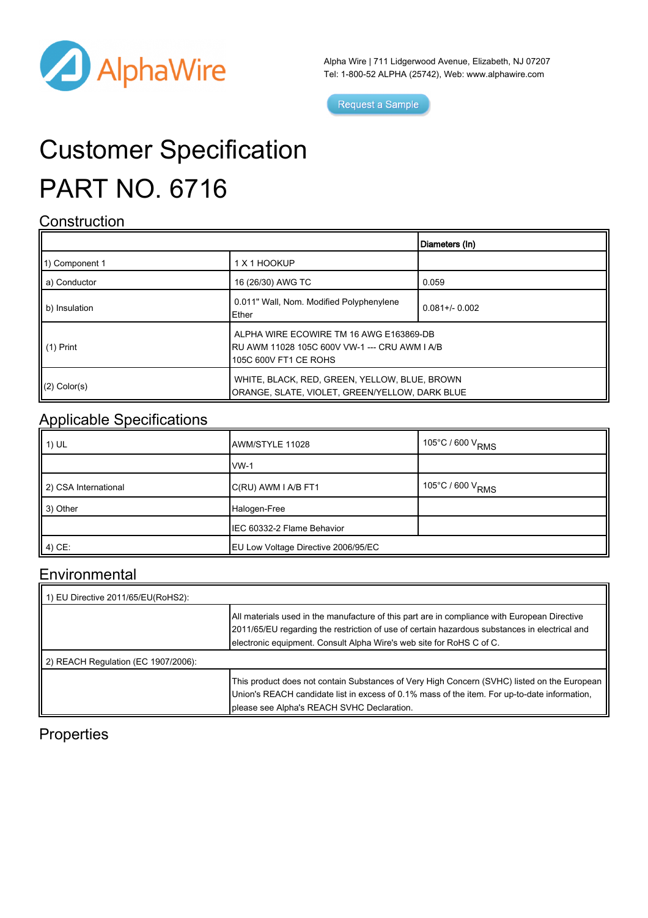Alpha Wire | 711 Lidgerwood Avenue, Elizabeth, NJ 07207
Tel: 1-800-52 ALPHA (25742), Web: www.alphawire.com

Request a Sample

# Customer Specification

# PART NO. 6716

## Construction

| | | Diameters (In) |
|---|---|---|
| 1) Component 1 | 1 X 1 HOOKUP | |
| a) Conductor | 16 (26/30) AWG TC | 0.059 |
| b) Insulation | 0.011" Wall, Nom. Modified Polyphenylene Ether | 0.081+/- 0.002 |
| (1) Print | ALPHA WIRE ECOWIRE TM 16 AWG E163869-DB RU AWM 11028 105C 600V VW-1 --- CRU AWM I A/B 105C 600V FT1 CE ROHS | |
| (2) Color(s) | WHITE, BLACK, RED, GREEN, YELLOW, BLUE, BROWN ORANGE, SLATE, VIOLET, GREEN/YELLOW, DARK BLUE | |

## Applicable Specifications

| | | |
|---|---|---|
| 1) UL | AWM/STYLE 11028 | 105°C / 600 $V_{RMS}$ |
| | VW-1 | |
| 2) CSA International | C(RU) AWM I A/B FT1 | 105°C / 600 $V_{RMS}$ |
| 3) Other | Halogen-Free | |
| | IEC 60332-2 Flame Behavior | |
| 4) CE: | EU Low Voltage Directive 2006/95/EC | |

## Environmental

| | |
|---|---|
| 1) EU Directive 2011/65/EU(RoHS2): | |
| | All materials used in the manufacture of this part are in compliance with European Directive 2011/65/EU regarding the restriction of use of certain hazardous substances in electrical and electronic equipment. Consult Alpha Wire's web site for RoHS C of C. |
| 2) REACH Regulation (EC 1907/2006): | |
| | This product does not contain Substances of Very High Concern (SVHC) listed on the European Union's REACH candidate list in excess of 0.1% mass of the item. For up-to-date information, please see Alpha's REACH SVHC Declaration. |

## Properties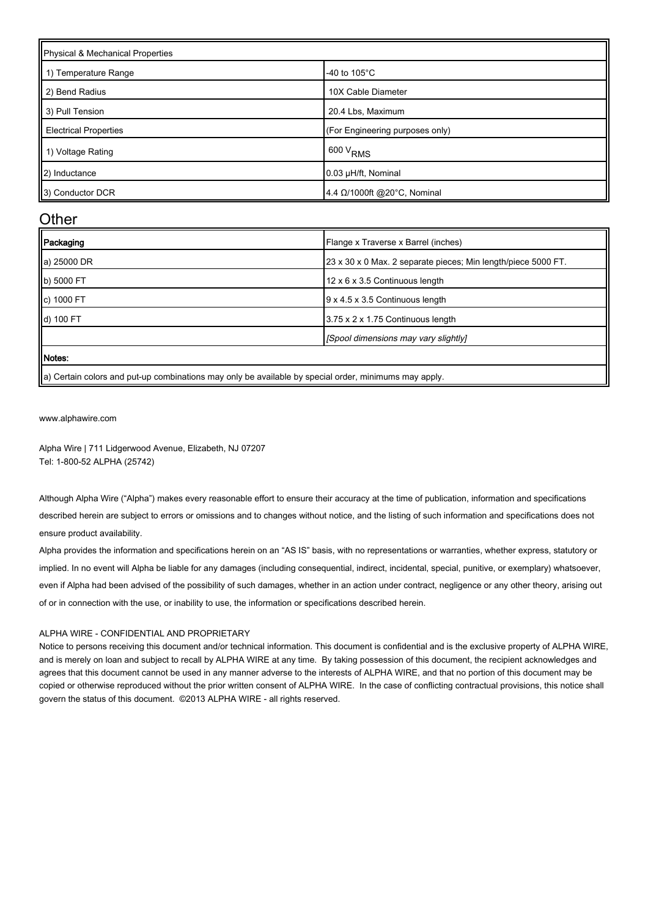| Physical & Mechanical Properties | |
|---|---|
| 1) Temperature Range | -40 to 105°C |
| 2) Bend Radius | 10X Cable Diameter |
| 3) Pull Tension | 20.4 Lbs, Maximum |
| Electrical Properties | (For Engineering purposes only) |
| 1) Voltage Rating | 600 $V_{RMS}$ |
| 2) Inductance | 0.03 µH/ft, Nominal |
| 3) Conductor DCR | 4.4 Ω/1000ft @20°C, Nominal |

## Other

| **Packaging** | Flange x Traverse x Barrel (inches) |
|---|---|
| a) 25000 DR | 23 x 30 x 0 Max. 2 separate pieces; Min length/piece 5000 FT. |
| b) 5000 FT | 12 x 6 x 3.5 Continuous length |
| c) 1000 FT | 9 x 4.5 x 3.5 Continuous length |
| d) 100 FT | 3.75 x 2 x 1.75 Continuous length |
| | *[Spool dimensions may vary slightly]* |
| **Notes:** | |
| a) Certain colors and put-up combinations may only be available by special order, minimums may apply. | |

www.alphawire.com

Alpha Wire | 711 Lidgerwood Avenue, Elizabeth, NJ 07207
Tel: 1-800-52 ALPHA (25742)

Although Alpha Wire ("Alpha") makes every reasonable effort to ensure their accuracy at the time of publication, information and specifications described herein are subject to errors or omissions and to changes without notice, and the listing of such information and specifications does not ensure product availability.

Alpha provides the information and specifications herein on an "AS IS" basis, with no representations or warranties, whether express, statutory or implied. In no event will Alpha be liable for any damages (including consequential, indirect, incidental, special, punitive, or exemplary) whatsoever, even if Alpha had been advised of the possibility of such damages, whether in an action under contract, negligence or any other theory, arising out of or in connection with the use, or inability to use, the information or specifications described herein.

ALPHA WIRE - CONFIDENTIAL AND PROPRIETARY
Notice to persons receiving this document and/or technical information. This document is confidential and is the exclusive property of ALPHA WIRE, and is merely on loan and subject to recall by ALPHA WIRE at any time. By taking possession of this document, the recipient acknowledges and agrees that this document cannot be used in any manner adverse to the interests of ALPHA WIRE, and that no portion of this document may be copied or otherwise reproduced without the prior written consent of ALPHA WIRE. In the case of conflicting contractual provisions, this notice shall govern the status of this document. ©2013 ALPHA WIRE - all rights reserved.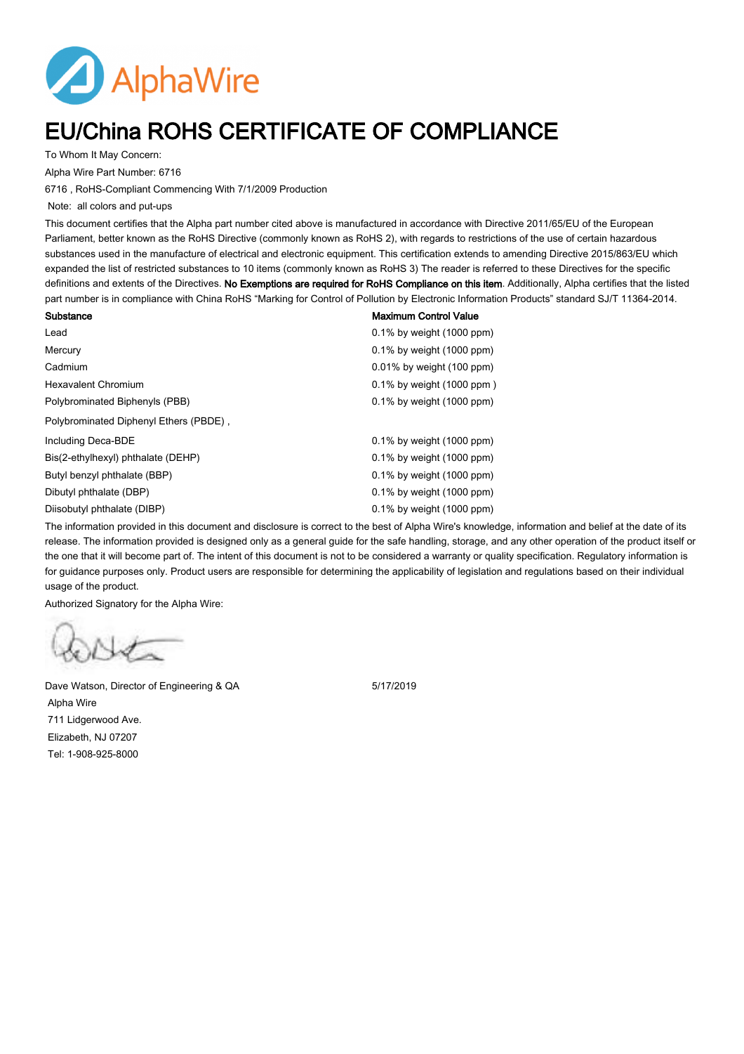AlphaWire

# EU/China ROHS CERTIFICATE OF COMPLIANCE

To Whom It May Concern:

Alpha Wire Part Number: 6716

6716 , RoHS-Compliant Commencing With 7/1/2009 Production

Note: all colors and put-ups

This document certifies that the Alpha part number cited above is manufactured in accordance with Directive 2011/65/EU of the European Parliament, better known as the RoHS Directive (commonly known as RoHS 2), with regards to restrictions to the use of certain hazardous substances used in the manufacture of electrical and electronic equipment. This certification extends to amending Directive 2015/863/EU which expanded the list of restricted substances to 10 items (commonly known as RoHS 3) The reader is referred to these Directives for the specific definitions and extents of the Directives. **No Exemptions are required for RoHS Compliance on this item**. Additionally, Alpha certifies that the listed part number is in compliance with China RoHS "Marking for Control of Pollution by Electronic Information Products" standard SJ/T 11364-2014.

| Substance | Maximum Control Value |
|---|---|
| Lead | 0.1% by weight (1000 ppm) |
| Mercury | 0.1% by weight (1000 ppm) |
| Cadmium | 0.01% by weight (100 ppm) |
| Hexavalent Chromium | 0.1% by weight (1000 ppm ) |
| Polybrominated Biphenyls (PBB) | 0.1% by weight (1000 ppm) |
| Polybrominated Diphenyl Ethers (PBDE) , | |
| Including Deca-BDE | 0.1% by weight (1000 ppm) |
| Bis(2-ethylhexyl) phthalate (DEHP) | 0.1% by weight (1000 ppm) |
| Butyl benzyl phthalate (BBP) | 0.1% by weight (1000 ppm) |
| Dibutyl phthalate (DBP) | 0.1% by weight (1000 ppm) |
| Diisobutyl phthalate (DIBP) | 0.1% by weight (1000 ppm) |

The information provided in this document and disclosure is correct to the best of Alpha Wire's knowledge, information and belief at the date of its release. The information provided is designed only as a general guide for the safe handling, storage, and any other operation of the product itself or the one that it will become part of. The intent of this document is not to be considered a warranty or quality specification. Regulatory information is for guidance purposes only. Product users are responsible for determining the applicability of legislation and regulations based on their individual usage of the product.

Authorized Signatory for the Alpha Wire:

Dave Watson, Director of Engineering & QA — 5/17/2019

Alpha Wire

711 Lidgerwood Ave.

Elizabeth, NJ 07207

Tel: 1-908-925-8000